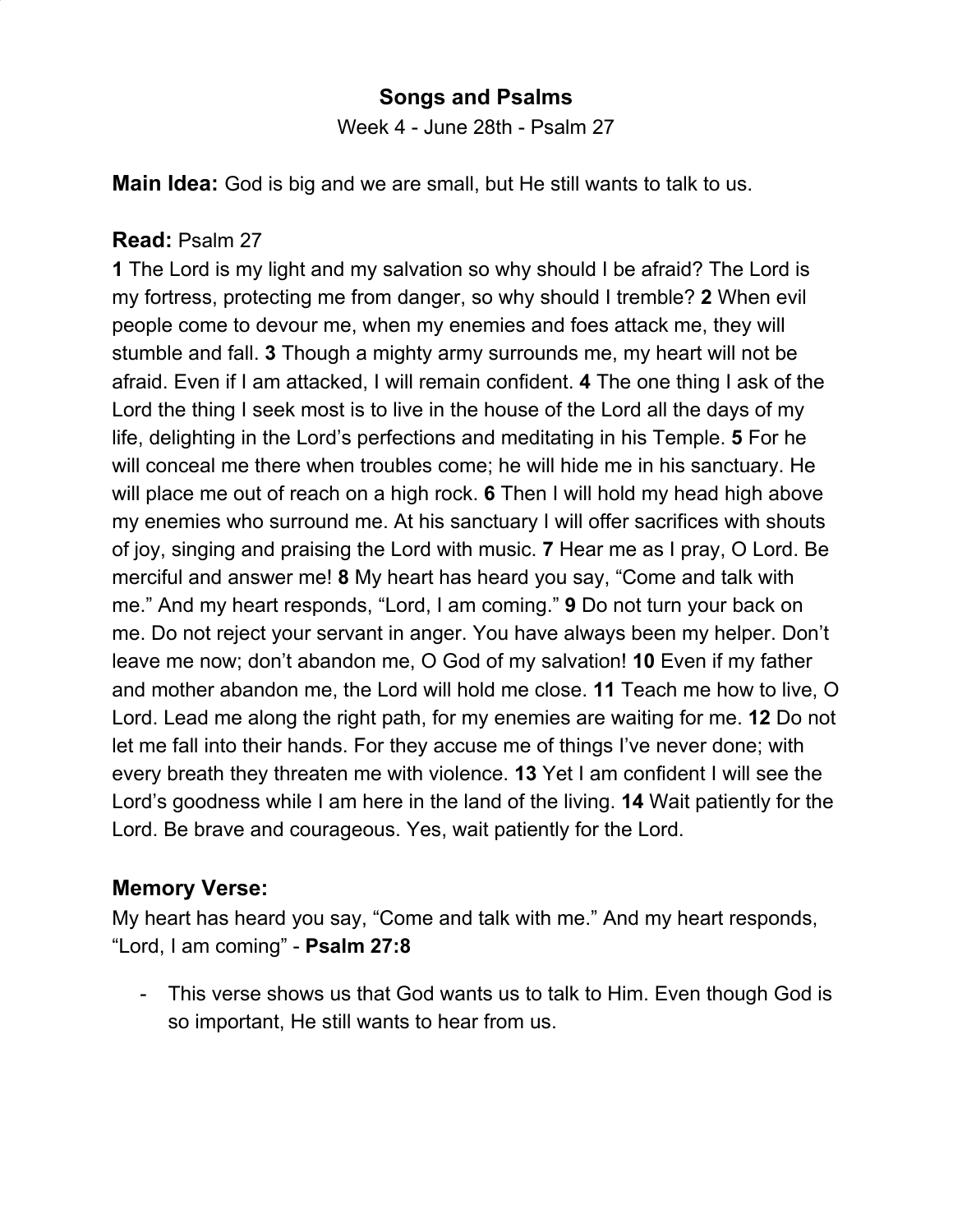# Songs and Psalms

Week 4 - June 28th - Psalm 27

**Main Idea:** God is big and we are small, but He still wants to talk to us.

## Read: Psalm 27

**1** The Lord is my light and my salvation so why should I be afraid? The Lord is my fortress, protecting me from danger, so why should I tremble? **2** When evil people come to devour me, when my enemies and foes attack me, they will stumble and fall. **3** Though a mighty army surrounds me, my heart will not be afraid. Even if I am attacked, I will remain confident. **4** The one thing I ask of the Lord the thing I seek most is to live in the house of the Lord all the days of my life, delighting in the Lord's perfections and meditating in his Temple. **5** For he will conceal me there when troubles come; he will hide me in his sanctuary. He will place me out of reach on a high rock. **6** Then I will hold my head high above my enemies who surround me. At his sanctuary I will offer sacrifices with shouts of joy, singing and praising the Lord with music. **7** Hear me as I pray, O Lord. Be merciful and answer me! **8** My heart has heard you say, "Come and talk with me." And my heart responds, "Lord, I am coming." **9** Do not turn your back on me. Do not reject your servant in anger. You have always been my helper. Don't leave me now; don't abandon me, O God of my salvation! **10** Even if my father and mother abandon me, the Lord will hold me close. **11** Teach me how to live, O Lord. Lead me along the right path, for my enemies are waiting for me. **12** Do not let me fall into their hands. For they accuse me of things I've never done; with every breath they threaten me with violence. **13** Yet I am confident I will see the Lord's goodness while I am here in the land of the living. **14** Wait patiently for the Lord. Be brave and courageous. Yes, wait patiently for the Lord.

## Memory Verse:

My heart has heard you say, "Come and talk with me." And my heart responds, "Lord, I am coming" - **Psalm 27:8**

- This verse shows us that God wants us to talk to Him. Even though God is so important, He still wants to hear from us.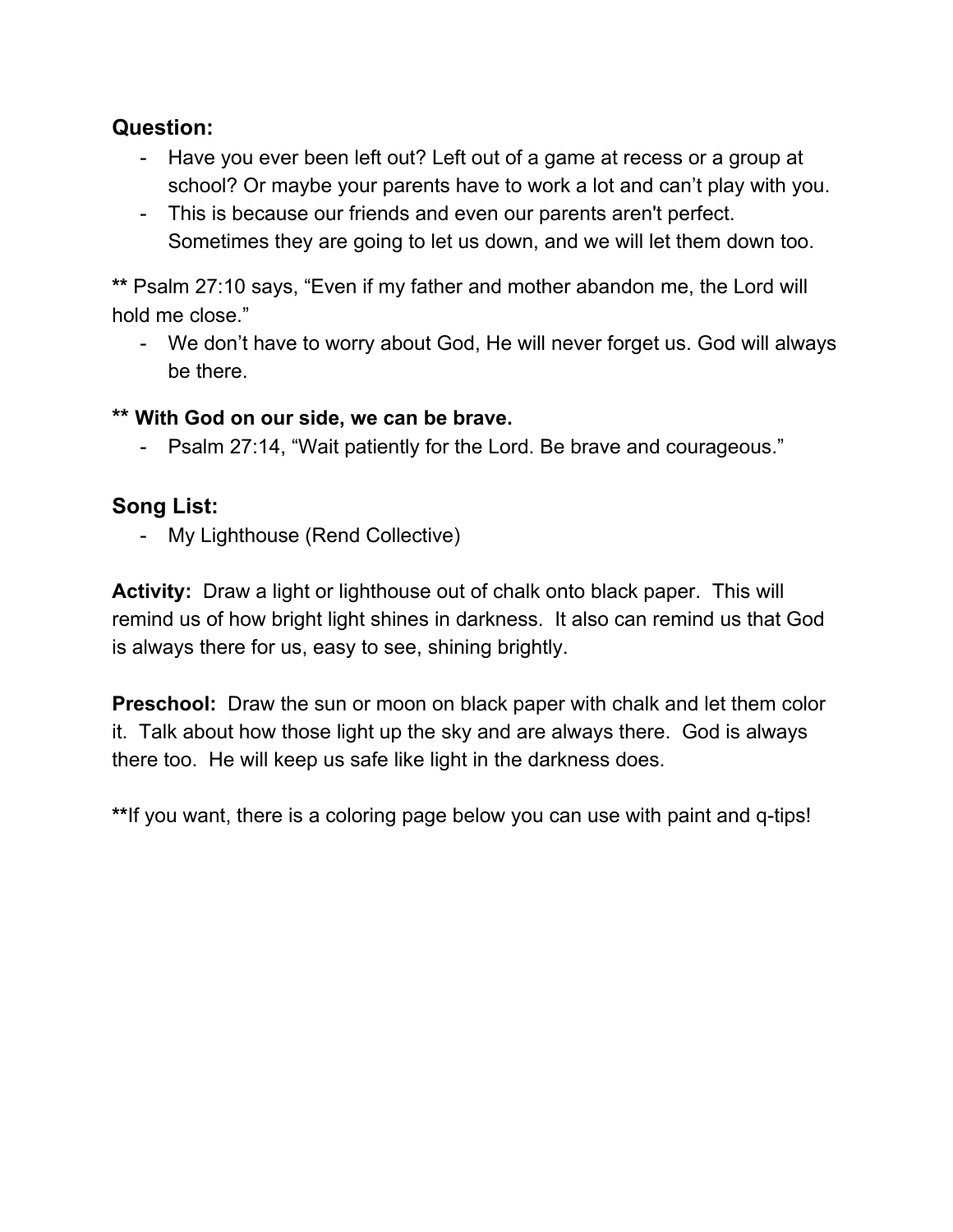## Question:

- Have you ever been left out? Left out of a game at recess or a group at school? Or maybe your parents have to work a lot and can't play with you.
- This is because our friends and even our parents aren't perfect. Sometimes they are going to let us down, and we will let them down too.

**\*\*** Psalm 27:10 says, "Even if my father and mother abandon me, the Lord will hold me close."

- We don't have to worry about God, He will never forget us. God will always be there.

**\*\* With God on our side, we can be brave.**

- Psalm 27:14, "Wait patiently for the Lord. Be brave and courageous."

## Song List:

- My Lighthouse (Rend Collective)

**Activity:** Draw a light or lighthouse out of chalk onto black paper. This will remind us of how bright light shines in darkness. It also can remind us that God is always there for us, easy to see, shining brightly.

**Preschool:** Draw the sun or moon on black paper with chalk and let them color it. Talk about how those light up the sky and are always there. God is always there too. He will keep us safe like light in the darkness does.

**\*\***If you want, there is a coloring page below you can use with paint and q-tips!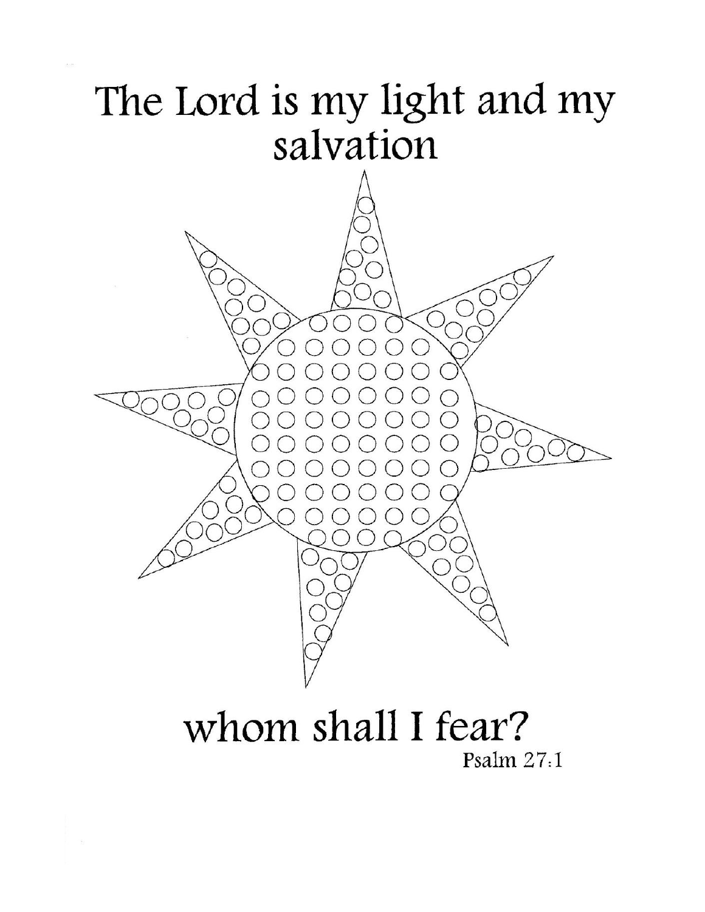The Lord is my light and my salvation

whom shall I fear?

Psalm 27:1